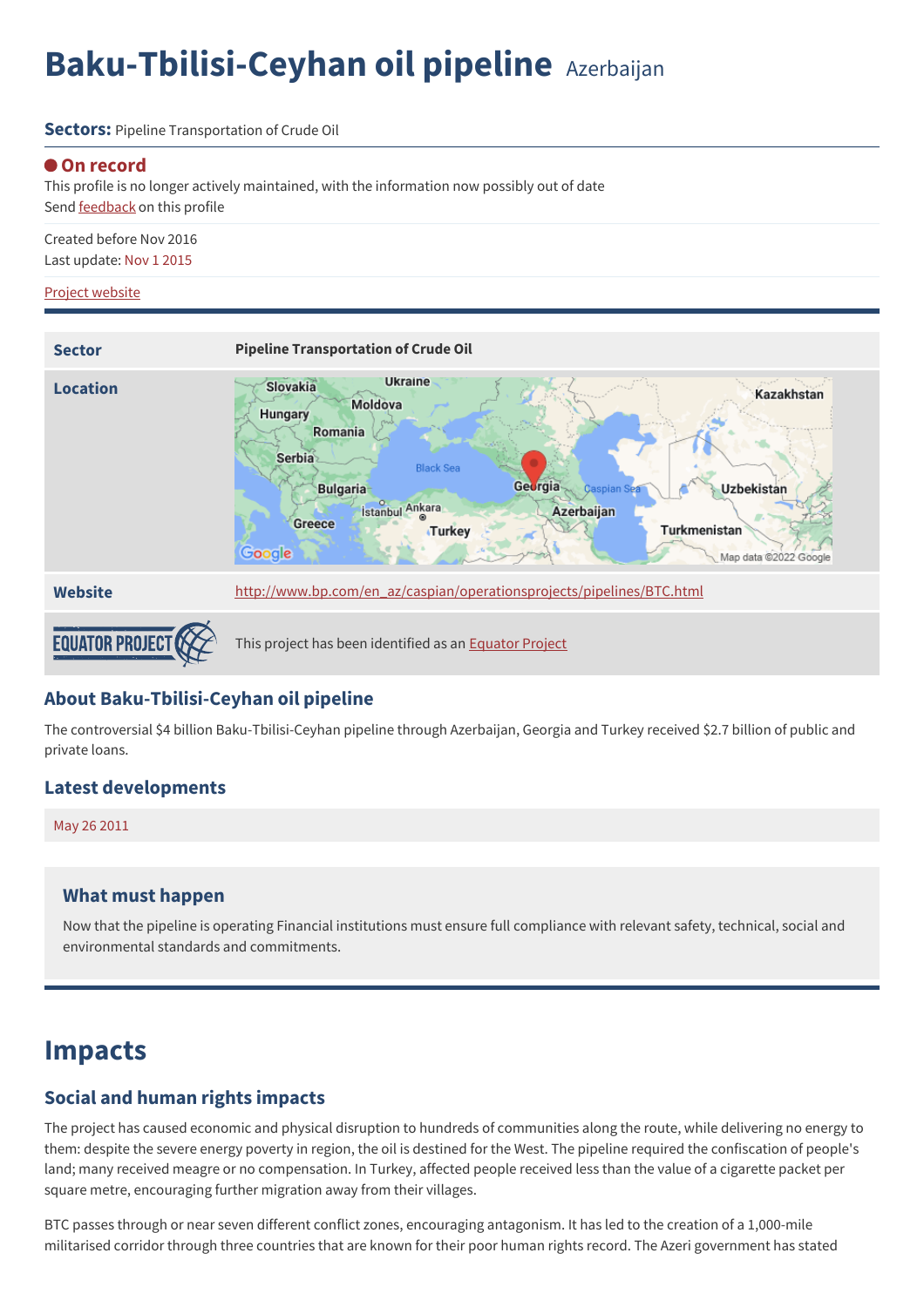# Baku-Tbilisi-Ceyhan oil pipeline Azerbaijan

**Sectors:** Pipeline Transportation of Crude Oil

**On record**

This profile is no longer actively maintained, with the information now possibly out of date

Send feedback on this profile

Created before Nov 2016

Last update: Nov 1 2015

Project website

| | |
|---|---|
| **Sector** | **Pipeline Transportation of Crude Oil** |
| **Location** | |
| **Website** | http://www.bp.com/en_az/caspian/operationsprojects/pipelines/BTC.html |
| EQUATOR PROJECT | This project has been identified as an Equator Project |

## About Baku-Tbilisi-Ceyhan oil pipeline

The controversial $4 billion Baku-Tbilisi-Ceyhan pipeline through Azerbaijan, Georgia and Turkey received $2.7 billion of public and private loans.

## Latest developments

May 26 2011

### What must happen

Now that the pipeline is operating Financial institutions must ensure full compliance with relevant safety, technical, social and environmental standards and commitments.

# Impacts

## Social and human rights impacts

The project has caused economic and physical disruption to hundreds of communities along the route, while delivering no energy to them: despite the severe energy poverty in region, the oil is destined for the West. The pipeline required the confiscation of people's land; many received meagre or no compensation. In Turkey, affected people received less than the value of a cigarette packet per square metre, encouraging further migration away from their villages.

BTC passes through or near seven different conflict zones, encouraging antagonism. It has led to the creation of a 1,000-mile militarised corridor through three countries that are known for their poor human rights record. The Azeri government has stated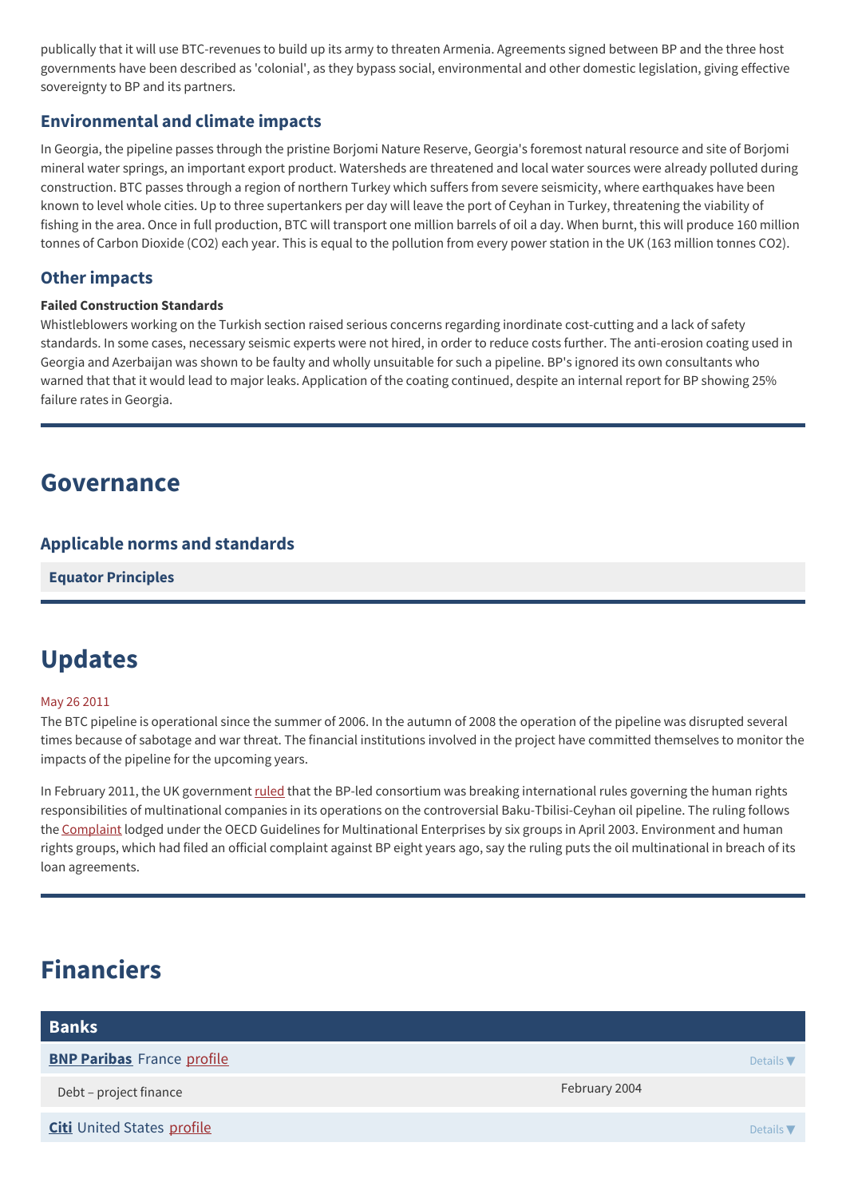publically that it will use BTC-revenues to build up its army to threaten Armenia. Agreements signed between BP and the three host governments have been described as 'colonial', as they bypass social, environmental and other domestic legislation, giving effective sovereignty to BP and its partners.

### Environmental and climate impacts

In Georgia, the pipeline passes through the pristine Borjomi Nature Reserve, Georgia's foremost natural resource and site of Borjomi mineral water springs, an important export product. Watersheds are threatened and local water sources were already polluted during construction. BTC passes through a region of northern Turkey which suffers from severe seismicity, where earthquakes have been known to level whole cities. Up to three supertankers per day will leave the port of Ceyhan in Turkey, threatening the viability of fishing in the area. Once in full production, BTC will transport one million barrels of oil a day. When burnt, this will produce 160 million tonnes of Carbon Dioxide ($CO_2$) each year. This is equal to the pollution from every power station in the UK (163 million tonnes $CO_2$).

### Other impacts

**Failed Construction Standards**

Whistleblowers working on the Turkish section raised serious concerns regarding inordinate cost-cutting and a lack of safety standards. In some cases, necessary seismic experts were not hired, in order to reduce costs further. The anti-erosion coating used in Georgia and Azerbaijan was shown to be faulty and wholly unsuitable for such a pipeline. BP's ignored its own consultants who warned that that it would lead to major leaks. Application of the coating continued, despite an internal report for BP showing 25% failure rates in Georgia.

## Governance

### Applicable norms and standards

**Equator Principles**

## Updates

May 26 2011

The BTC pipeline is operational since the summer of 2006. In the autumn of 2008 the operation of the pipeline was disrupted several times because of sabotage and war threat. The financial institutions involved in the project have committed themselves to monitor the impacts of the pipeline for the upcoming years.

In February 2011, the UK government ruled that the BP-led consortium was breaking international rules governing the human rights responsibilities of multinational companies in its operations on the controversial Baku-Tbilisi-Ceyhan oil pipeline. The ruling follows the Complaint lodged under the OECD Guidelines for Multinational Enterprises by six groups in April 2003. Environment and human rights groups, which had filed an official complaint against BP eight years ago, say the ruling puts the oil multinational in breach of its loan agreements.

## Financiers

### Banks

**BNP Paribas** France profile

| | |
|---|---|
| Debt – project finance | February 2004 |

**Citi** United States profile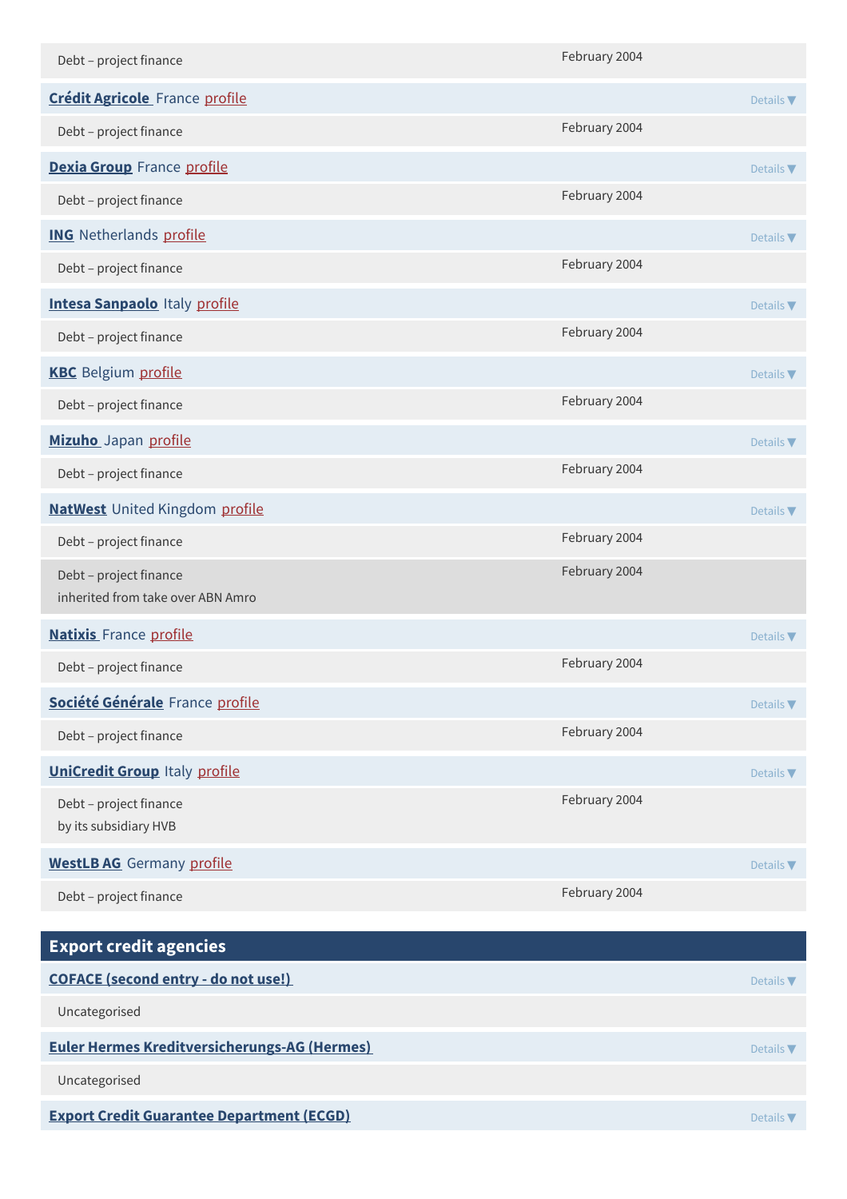Debt – project finance — February 2004

**Crédit Agricole** France profile — Details ▼

Debt – project finance — February 2004

**Dexia Group** France profile — Details ▼

Debt – project finance — February 2004

**ING** Netherlands profile — Details ▼

Debt – project finance — February 2004

**Intesa Sanpaolo** Italy profile — Details ▼

Debt – project finance — February 2004

**KBC** Belgium profile — Details ▼

Debt – project finance — February 2004

**Mizuho** Japan profile — Details ▼

Debt – project finance — February 2004

**NatWest** United Kingdom profile — Details ▼

Debt – project finance — February 2004

Debt – project finance
inherited from take over ABN Amro — February 2004

**Natixis** France profile — Details ▼

Debt – project finance — February 2004

**Société Générale** France profile — Details ▼

Debt – project finance — February 2004

**UniCredit Group** Italy profile — Details ▼

Debt – project finance
by its subsidiary HVB — February 2004

**WestLB AG** Germany profile — Details ▼

Debt – project finance — February 2004

## Export credit agencies

**COFACE (second entry - do not use!)** — Details ▼

Uncategorised

**Euler Hermes Kreditversicherungs-AG (Hermes)** — Details ▼

Uncategorised

**Export Credit Guarantee Department (ECGD)** — Details ▼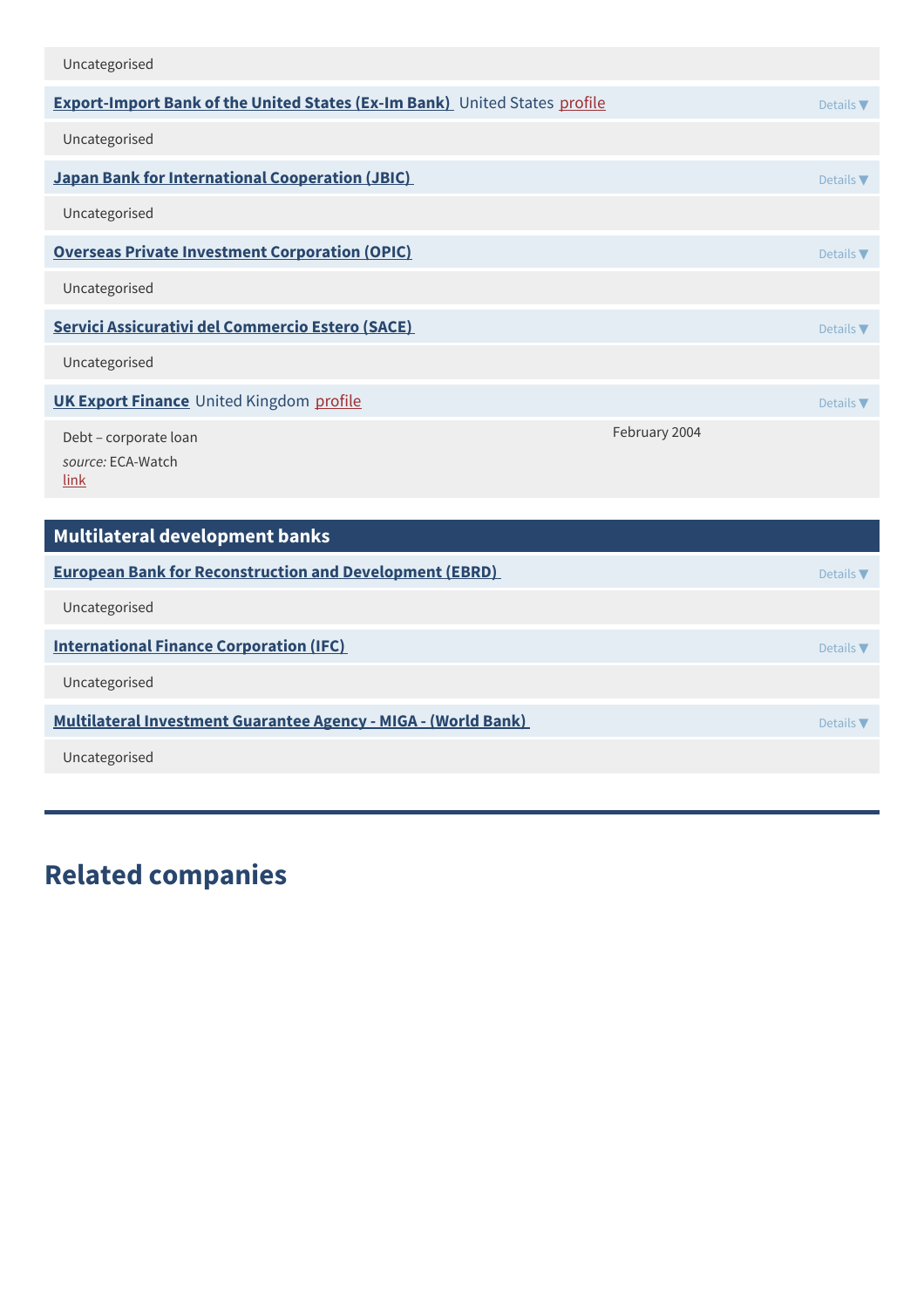Uncategorised

**Export-Import Bank of the United States (Ex-Im Bank)** United States profile — Details ▼

Uncategorised

**Japan Bank for International Cooperation (JBIC)** — Details ▼

Uncategorised

**Overseas Private Investment Corporation (OPIC)** — Details ▼

Uncategorised

**Servici Assicurativi del Commercio Estero (SACE)** — Details ▼

Uncategorised

**UK Export Finance** United Kingdom profile — Details ▼

Debt – corporate loan — February 2004

*source:* ECA-Watch
link

## Multilateral development banks

**European Bank for Reconstruction and Development (EBRD)** — Details ▼

Uncategorised

**International Finance Corporation (IFC)** — Details ▼

Uncategorised

**Multilateral Investment Guarantee Agency - MIGA - (World Bank)** — Details ▼

Uncategorised

# Related companies